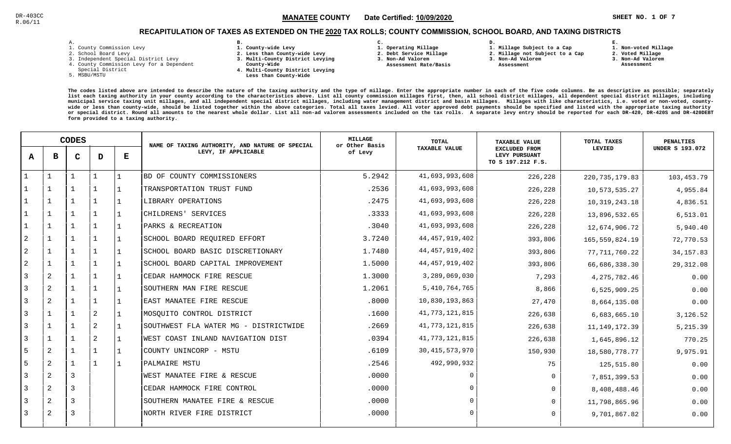DR-403CC
R.06/11

**MANATEE COUNTY** Date Certified: **10/09/2020**

SHEET NO. 1 OF 7

## RECAPITULATION OF TAXES AS EXTENDED ON THE 2020 TAX ROLLS; COUNTY COMMISSION, SCHOOL BOARD, AND TAXING DISTRICTS

A.
1. County Commission Levy
2. School Board Levy
3. Independent Special District Levy
4. County Commission Levy for a Dependent Special District
5. MSBU/MSTU

B.
1. County-wide Levy
2. Less than County-wide Levy
3. Multi-County District Levying County-Wide
4. Multi-County District Levying Less than County-Wide

C.
1. Operating Millage
2. Debt Service Millage
3. Non-Ad Valorem Assessment Rate/Basis

D.
1. Millage Subject to a Cap
2. Millage not Subject to a Cap
3. Non-Ad Valorem Assessment

E.
1. Non-voted Millage
2. Voted Millage
3. Non-Ad Valorem Assessment

The codes listed above are intended to describe the nature of the taxing authority and the type of millage. Enter the appropriate number in each of the five code columns. Be as descriptive as possible; separately list each taxing authority in your county according to the characteristics above. List all county commission millages first, then, all school district millages, all dependent special district millages, including municipal service taxing unit millages, and all independent special district millages, including water management district and basin millages. Millages with like characteristics, i.e. voted or non-voted, county-wide or less than county-wide, should be listed together within the above categories. Total all taxes levied. All voter approved debt payments should be specified and listed with the appropriate taxing authority or special district. Round all amounts to the nearest whole dollar. List all non-ad valorem assessments included on the tax rolls. A separate levy entry should be reported for each DR-420, DR-420S and DR-420DEBT form provided to a taxing authority.

| CODES | | | | | NAME OF TAXING AUTHORITY, AND NATURE OF SPECIAL LEVY, IF APPLICABLE | MILLAGE or Other Basis of Levy | TOTAL TAXABLE VALUE | TAXABLE VALUE EXCLUDED FROM LEVY PURSUANT TO S 197.212 F.S. | TOTAL TAXES LEVIED | PENALTIES UNDER S 193.072 |
|---|---|---|---|---|---|---|---|---|---|---|
| A | B | C | D | E | | | | | | |
| 1 | 1 | 1 | 1 | 1 | BD OF COUNTY COMMISSIONERS | 5.2942 | 41,693,993,608 | 226,228 | 220,735,179.83 | 103,453.79 |
| 1 | 1 | 1 | 1 | 1 | TRANSPORTATION TRUST FUND | .2536 | 41,693,993,608 | 226,228 | 10,573,535.27 | 4,955.84 |
| 1 | 1 | 1 | 1 | 1 | LIBRARY OPERATIONS | .2475 | 41,693,993,608 | 226,228 | 10,319,243.18 | 4,836.51 |
| 1 | 1 | 1 | 1 | 1 | CHILDRENS' SERVICES | .3333 | 41,693,993,608 | 226,228 | 13,896,532.65 | 6,513.01 |
| 1 | 1 | 1 | 1 | 1 | PARKS & RECREATION | .3040 | 41,693,993,608 | 226,228 | 12,674,906.72 | 5,940.40 |
| 2 | 1 | 1 | 1 | 1 | SCHOOL BOARD REQUIRED EFFORT | 3.7240 | 44,457,919,402 | 393,806 | 165,559,824.19 | 72,770.53 |
| 2 | 1 | 1 | 1 | 1 | SCHOOL BOARD BASIC DISCRETIONARY | 1.7480 | 44,457,919,402 | 393,806 | 77,711,760.22 | 34,157.83 |
| 2 | 1 | 1 | 1 | 1 | SCHOOL BOARD CAPITAL IMPROVEMENT | 1.5000 | 44,457,919,402 | 393,806 | 66,686,338.30 | 29,312.08 |
| 3 | 2 | 1 | 1 | 1 | CEDAR HAMMOCK FIRE RESCUE | 1.3000 | 3,289,069,030 | 7,293 | 4,275,782.46 | 0.00 |
| 3 | 2 | 1 | 1 | 1 | SOUTHERN MAN FIRE RESCUE | 1.2061 | 5,410,764,765 | 8,866 | 6,525,909.25 | 0.00 |
| 3 | 2 | 1 | 1 | 1 | EAST MANATEE FIRE RESCUE | .8000 | 10,830,193,863 | 27,470 | 8,664,135.08 | 0.00 |
| 3 | 1 | 1 | 2 | 1 | MOSQUITO CONTROL DISTRICT | .1600 | 41,773,121,815 | 226,638 | 6,683,665.10 | 3,126.52 |
| 3 | 1 | 1 | 2 | 1 | SOUTHWEST FLA WATER MG - DISTRICTWIDE | .2669 | 41,773,121,815 | 226,638 | 11,149,172.39 | 5,215.39 |
| 3 | 1 | 1 | 2 | 1 | WEST COAST INLAND NAVIGATION DIST | .0394 | 41,773,121,815 | 226,638 | 1,645,896.12 | 770.25 |
| 5 | 2 | 1 | 1 | 1 | COUNTY UNINCORP - MSTU | .6109 | 30,415,573,970 | 150,930 | 18,580,778.77 | 9,975.91 |
| 5 | 2 | 1 | 1 | 1 | PALMAIRE MSTU | .2546 | 492,990,932 | 75 | 125,515.80 | 0.00 |
| 3 | 2 | 3 | | | WEST MANATEE FIRE & RESCUE | .0000 | 0 | 0 | 7,851,399.53 | 0.00 |
| 3 | 2 | 3 | | | CEDAR HAMMOCK FIRE CONTROL | .0000 | 0 | 0 | 8,408,488.46 | 0.00 |
| 3 | 2 | 3 | | | SOUTHERN MANATEE FIRE & RESCUE | .0000 | 0 | 0 | 11,798,865.96 | 0.00 |
| 3 | 2 | 3 | | | NORTH RIVER FIRE DISTRICT | .0000 | 0 | 0 | 9,701,867.82 | 0.00 |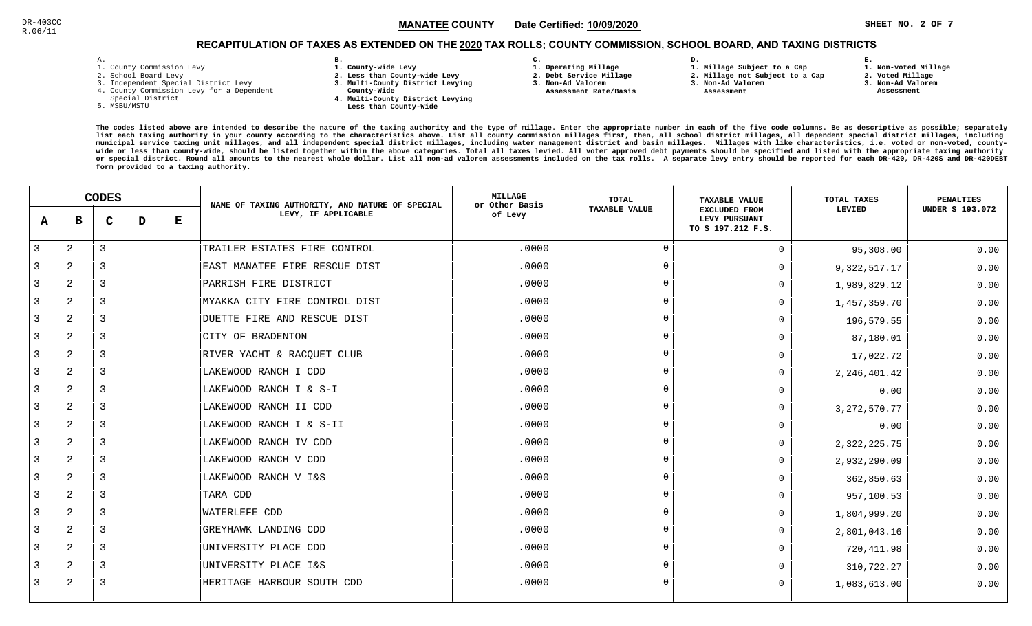DR-403CC
R.06/11

**MANATEE COUNTY** Date Certified: **10/09/2020** SHEET NO. 2 OF 7

## RECAPITULATION OF TAXES AS EXTENDED ON THE 2020 TAX ROLLS; COUNTY COMMISSION, SCHOOL BOARD, AND TAXING DISTRICTS

**A.**
1. County Commission Levy
2. School Board Levy
3. Independent Special District Levy
4. County Commission Levy for a Dependent Special District
5. MSBU/MSTU

**B.**
1. County-wide Levy
2. Less than County-wide Levy
3. Multi-County District Levying County-Wide
4. Multi-County District Levying Less than County-Wide

**C.**
1. Operating Millage
2. Debt Service Millage
3. Non-Ad Valorem Assessment Rate/Basis

**D.**
1. Millage Subject to a Cap
2. Millage not Subject to a Cap
3. Non-Ad Valorem Assessment

**E.**
1. Non-voted Millage
2. Voted Millage
3. Non-Ad Valorem Assessment

The codes listed above are intended to describe the nature of the taxing authority and the type of millage. Enter the appropriate number in each of the five code columns. Be as descriptive as possible; separately list each taxing authority in your county according to the characteristics above. List all county commission millages first, then, all school district millages, all dependent special district millages, including municipal service taxing unit millages, and all independent special district millages, including water management district and basin millages. Millages with like characteristics, i.e. voted or non-voted, county-wide or less than county-wide, should be listed together within the above categories. Total all taxes levied. All voter approved debt payments should be specified and listed with the appropriate taxing authority or special district. Round all amounts to the nearest whole dollar. List all non-ad valorem assessments included on the tax rolls. A separate levy entry should be reported for each DR-420, DR-420S and DR-420DEBT form provided to a taxing authority.

| A | B | C | D | E | NAME OF TAXING AUTHORITY, AND NATURE OF SPECIAL LEVY, IF APPLICABLE | MILLAGE or Other Basis of Levy | TOTAL TAXABLE VALUE | TAXABLE VALUE EXCLUDED FROM LEVY PURSUANT TO S 197.212 F.S. | TOTAL TAXES LEVIED | PENALTIES UNDER S 193.072 |
|---|---|---|---|---|---|---|---|---|---|---|
| 3 | 2 | 3 | | | TRAILER ESTATES FIRE CONTROL | .0000 | 0 | 0 | 95,308.00 | 0.00 |
| 3 | 2 | 3 | | | EAST MANATEE FIRE RESCUE DIST | .0000 | 0 | 0 | 9,322,517.17 | 0.00 |
| 3 | 2 | 3 | | | PARRISH FIRE DISTRICT | .0000 | 0 | 0 | 1,989,829.12 | 0.00 |
| 3 | 2 | 3 | | | MYAKKA CITY FIRE CONTROL DIST | .0000 | 0 | 0 | 1,457,359.70 | 0.00 |
| 3 | 2 | 3 | | | DUETTE FIRE AND RESCUE DIST | .0000 | 0 | 0 | 196,579.55 | 0.00 |
| 3 | 2 | 3 | | | CITY OF BRADENTON | .0000 | 0 | 0 | 87,180.01 | 0.00 |
| 3 | 2 | 3 | | | RIVER YACHT & RACQUET CLUB | .0000 | 0 | 0 | 17,022.72 | 0.00 |
| 3 | 2 | 3 | | | LAKEWOOD RANCH I CDD | .0000 | 0 | 0 | 2,246,401.42 | 0.00 |
| 3 | 2 | 3 | | | LAKEWOOD RANCH I & S-I | .0000 | 0 | 0 | 0.00 | 0.00 |
| 3 | 2 | 3 | | | LAKEWOOD RANCH II CDD | .0000 | 0 | 0 | 3,272,570.77 | 0.00 |
| 3 | 2 | 3 | | | LAKEWOOD RANCH I & S-II | .0000 | 0 | 0 | 0.00 | 0.00 |
| 3 | 2 | 3 | | | LAKEWOOD RANCH IV CDD | .0000 | 0 | 0 | 2,322,225.75 | 0.00 |
| 3 | 2 | 3 | | | LAKEWOOD RANCH V CDD | .0000 | 0 | 0 | 2,932,290.09 | 0.00 |
| 3 | 2 | 3 | | | LAKEWOOD RANCH V I&S | .0000 | 0 | 0 | 362,850.63 | 0.00 |
| 3 | 2 | 3 | | | TARA CDD | .0000 | 0 | 0 | 957,100.53 | 0.00 |
| 3 | 2 | 3 | | | WATERLEFE CDD | .0000 | 0 | 0 | 1,804,999.20 | 0.00 |
| 3 | 2 | 3 | | | GREYHAWK LANDING CDD | .0000 | 0 | 0 | 2,801,043.16 | 0.00 |
| 3 | 2 | 3 | | | UNIVERSITY PLACE CDD | .0000 | 0 | 0 | 720,411.98 | 0.00 |
| 3 | 2 | 3 | | | UNIVERSITY PLACE I&S | .0000 | 0 | 0 | 310,722.27 | 0.00 |
| 3 | 2 | 3 | | | HERITAGE HARBOUR SOUTH CDD | .0000 | 0 | 0 | 1,083,613.00 | 0.00 |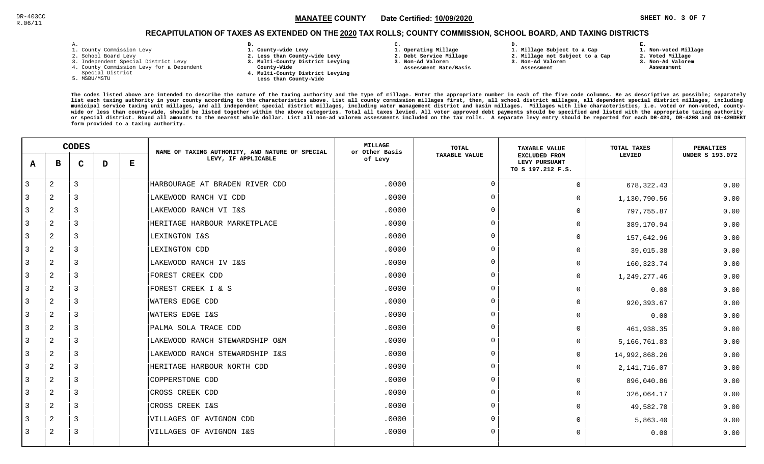DR-403CC
R.06/11

**MANATEE COUNTY** Date Certified: **10/09/2020** SHEET NO. 3 OF 7

## RECAPITULATION OF TAXES AS EXTENDED ON THE 2020 TAX ROLLS; COUNTY COMMISSION, SCHOOL BOARD, AND TAXING DISTRICTS

A.
1. County Commission Levy
2. School Board Levy
3. Independent Special District Levy
4. County Commission Levy for a Dependent Special District
5. MSBU/MSTU

B.
1. County-wide Levy
2. Less than County-wide Levy
3. Multi-County District Levying County-Wide
4. Multi-County District Levying Less than County-Wide

C.
1. Operating Millage
2. Debt Service Millage
3. Non-Ad Valorem Assessment Rate/Basis

D.
1. Millage Subject to a Cap
2. Millage not Subject to a Cap
3. Non-Ad Valorem Assessment

E.
1. Non-voted Millage
2. Voted Millage
3. Non-Ad Valorem Assessment

The codes listed above are intended to describe the nature of the taxing authority and the type of millage. Enter the appropriate number in each of the five code columns. Be as descriptive as possible; separately list each taxing authority in your county according to the characteristics above. List all county commission millages first, then, all school district millages, all dependent special district millages, including municipal service taxing unit millages, and all independent special district millages, including water management district and basin millages. Millages with like characteristics, i.e. voted or non-voted, county-wide or less than county-wide, should be listed together within the above categories. Total all taxes levied. All voter approved debt payments should be specified and listed with the appropriate taxing authority or special district. Round all amounts to the nearest whole dollar. List all non-ad valorem assessments included on the tax rolls. A separate levy entry should be reported for each DR-420, DR-420S and DR-420DEBT form provided to a taxing authority.

| A | B | C | D | E | NAME OF TAXING AUTHORITY, AND NATURE OF SPECIAL LEVY, IF APPLICABLE | MILLAGE or Other Basis of Levy | TOTAL TAXABLE VALUE | TAXABLE VALUE EXCLUDED FROM LEVY PURSUANT TO S 197.212 F.S. | TOTAL TAXES LEVIED | PENALTIES UNDER S 193.072 |
|---|---|---|---|---|---|---|---|---|---|---|
| 3 | 2 | 3 | | | HARBOURAGE AT BRADEN RIVER CDD | .0000 | 0 | 0 | 678,322.43 | 0.00 |
| 3 | 2 | 3 | | | LAKEWOOD RANCH VI CDD | .0000 | 0 | 0 | 1,130,790.56 | 0.00 |
| 3 | 2 | 3 | | | LAKEWOOD RANCH VI I&S | .0000 | 0 | 0 | 797,755.87 | 0.00 |
| 3 | 2 | 3 | | | HERITAGE HARBOUR MARKETPLACE | .0000 | 0 | 0 | 389,170.94 | 0.00 |
| 3 | 2 | 3 | | | LEXINGTON I&S | .0000 | 0 | 0 | 157,642.96 | 0.00 |
| 3 | 2 | 3 | | | LEXINGTON CDD | .0000 | 0 | 0 | 39,015.38 | 0.00 |
| 3 | 2 | 3 | | | LAKEWOOD RANCH IV I&S | .0000 | 0 | 0 | 160,323.74 | 0.00 |
| 3 | 2 | 3 | | | FOREST CREEK CDD | .0000 | 0 | 0 | 1,249,277.46 | 0.00 |
| 3 | 2 | 3 | | | FOREST CREEK I & S | .0000 | 0 | 0 | 0.00 | 0.00 |
| 3 | 2 | 3 | | | WATERS EDGE CDD | .0000 | 0 | 0 | 920,393.67 | 0.00 |
| 3 | 2 | 3 | | | WATERS EDGE I&S | .0000 | 0 | 0 | 0.00 | 0.00 |
| 3 | 2 | 3 | | | PALMA SOLA TRACE CDD | .0000 | 0 | 0 | 461,938.35 | 0.00 |
| 3 | 2 | 3 | | | LAKEWOOD RANCH STEWARDSHIP O&M | .0000 | 0 | 0 | 5,166,761.83 | 0.00 |
| 3 | 2 | 3 | | | LAKEWOOD RANCH STEWARDSHIP I&S | .0000 | 0 | 0 | 14,992,868.26 | 0.00 |
| 3 | 2 | 3 | | | HERITAGE HARBOUR NORTH CDD | .0000 | 0 | 0 | 2,141,716.07 | 0.00 |
| 3 | 2 | 3 | | | COPPERSTONE CDD | .0000 | 0 | 0 | 896,040.86 | 0.00 |
| 3 | 2 | 3 | | | CROSS CREEK CDD | .0000 | 0 | 0 | 326,064.17 | 0.00 |
| 3 | 2 | 3 | | | CROSS CREEK I&S | .0000 | 0 | 0 | 49,582.70 | 0.00 |
| 3 | 2 | 3 | | | VILLAGES OF AVIGNON CDD | .0000 | 0 | 0 | 5,863.40 | 0.00 |
| 3 | 2 | 3 | | | VILLAGES OF AVIGNON I&S | .0000 | 0 | 0 | 0.00 | 0.00 |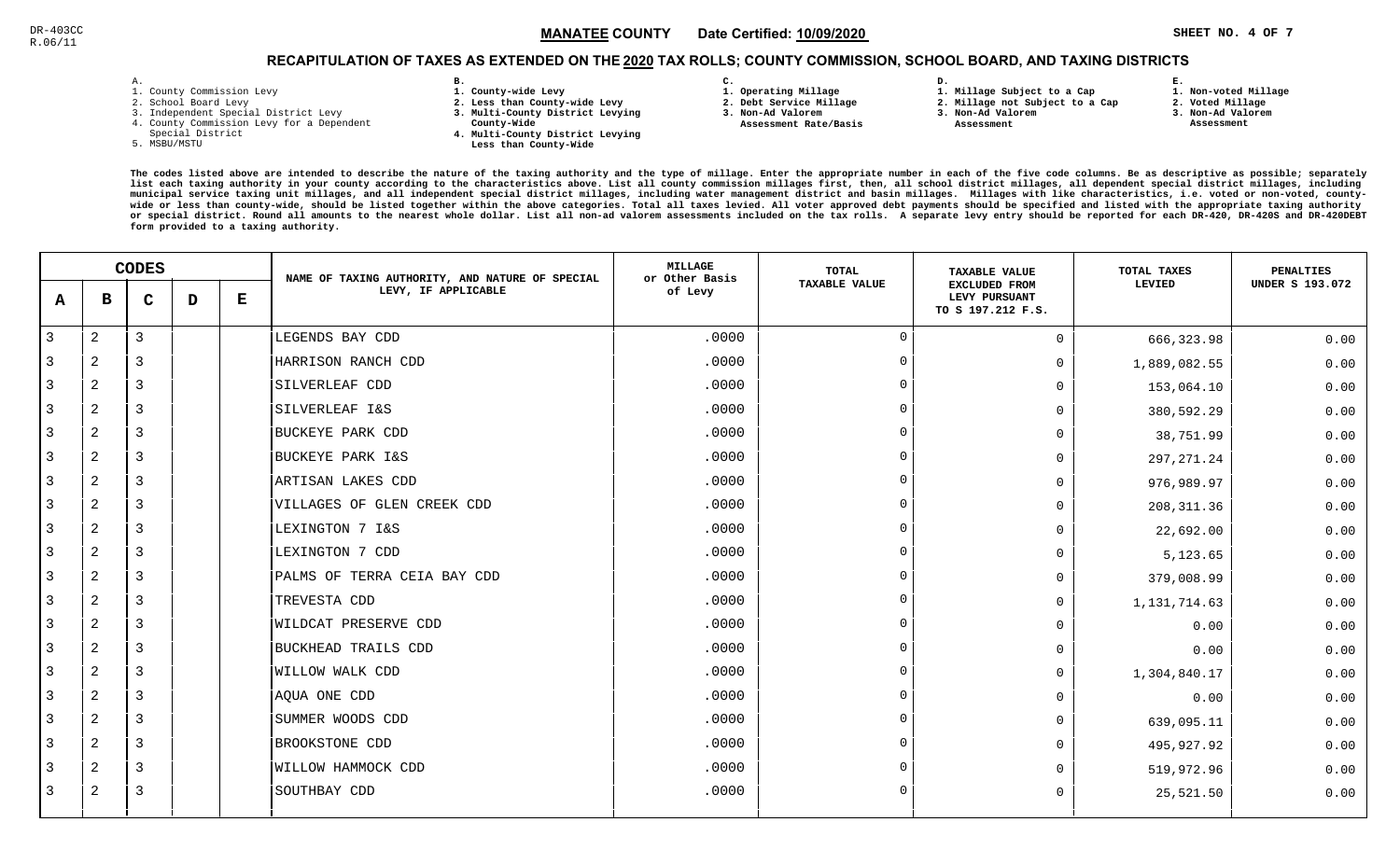DR-403CC
R.06/11

**MANATEE COUNTY** Date Certified: **10/09/2020**

## RECAPITULATION OF TAXES AS EXTENDED ON THE 2020 TAX ROLLS; COUNTY COMMISSION, SCHOOL BOARD, AND TAXING DISTRICTS

A.
1. County Commission Levy
2. School Board Levy
3. Independent Special District Levy
4. County Commission Levy for a Dependent Special District
5. MSBU/MSTU

B.
1. County-wide Levy
2. Less than County-wide Levy
3. Multi-County District Levying County-Wide
4. Multi-County District Levying Less than County-Wide

C.
1. Operating Millage
2. Debt Service Millage
3. Non-Ad Valorem Assessment Rate/Basis

D.
1. Millage Subject to a Cap
2. Millage not Subject to a Cap
3. Non-Ad Valorem Assessment

E.
1. Non-voted Millage
2. Voted Millage
3. Non-Ad Valorem Assessment

The codes listed above are intended to describe the nature of the taxing authority and the type of millage. Enter the appropriate number in each of the five code columns. Be as descriptive as possible; separately list each taxing authority in your county according to the characteristics above. List all county commission millages first, then, all school district millages, all dependent special district millages, including municipal service taxing unit millages, and all independent special district millages, including water management district and basin millages. Millages with like characteristics, i.e. voted or non-voted, county-wide or less than county-wide, should be listed together within the above categories. Total all taxes levied. All voter approved debt payments should be specified and listed with the appropriate taxing authority or special district. Round all amounts to the nearest whole dollar. List all non-ad valorem assessments included on the tax rolls. A separate levy entry should be reported for each DR-420, DR-420S and DR-420DEBT form provided to a taxing authority.

| CODES A | B | C | D | E | NAME OF TAXING AUTHORITY, AND NATURE OF SPECIAL LEVY, IF APPLICABLE | MILLAGE or Other Basis of Levy | TOTAL TAXABLE VALUE | TAXABLE VALUE EXCLUDED FROM LEVY PURSUANT TO S 197.212 F.S. | TOTAL TAXES LEVIED | PENALTIES UNDER S 193.072 |
|---|---|---|---|---|---|---|---|---|---|---|
| 3 | 2 | 3 | | | LEGENDS BAY CDD | .0000 | 0 | 0 | 666,323.98 | 0.00 |
| 3 | 2 | 3 | | | HARRISON RANCH CDD | .0000 | 0 | 0 | 1,889,082.55 | 0.00 |
| 3 | 2 | 3 | | | SILVERLEAF CDD | .0000 | 0 | 0 | 153,064.10 | 0.00 |
| 3 | 2 | 3 | | | SILVERLEAF I&S | .0000 | 0 | 0 | 380,592.29 | 0.00 |
| 3 | 2 | 3 | | | BUCKEYE PARK CDD | .0000 | 0 | 0 | 38,751.99 | 0.00 |
| 3 | 2 | 3 | | | BUCKEYE PARK I&S | .0000 | 0 | 0 | 297,271.24 | 0.00 |
| 3 | 2 | 3 | | | ARTISAN LAKES CDD | .0000 | 0 | 0 | 976,989.97 | 0.00 |
| 3 | 2 | 3 | | | VILLAGES OF GLEN CREEK CDD | .0000 | 0 | 0 | 208,311.36 | 0.00 |
| 3 | 2 | 3 | | | LEXINGTON 7 I&S | .0000 | 0 | 0 | 22,692.00 | 0.00 |
| 3 | 2 | 3 | | | LEXINGTON 7 CDD | .0000 | 0 | 0 | 5,123.65 | 0.00 |
| 3 | 2 | 3 | | | PALMS OF TERRA CEIA BAY CDD | .0000 | 0 | 0 | 379,008.99 | 0.00 |
| 3 | 2 | 3 | | | TREVESTA CDD | .0000 | 0 | 0 | 1,131,714.63 | 0.00 |
| 3 | 2 | 3 | | | WILDCAT PRESERVE CDD | .0000 | 0 | 0 | 0.00 | 0.00 |
| 3 | 2 | 3 | | | BUCKHEAD TRAILS CDD | .0000 | 0 | 0 | 0.00 | 0.00 |
| 3 | 2 | 3 | | | WILLOW WALK CDD | .0000 | 0 | 0 | 1,304,840.17 | 0.00 |
| 3 | 2 | 3 | | | AQUA ONE CDD | .0000 | 0 | 0 | 0.00 | 0.00 |
| 3 | 2 | 3 | | | SUMMER WOODS CDD | .0000 | 0 | 0 | 639,095.11 | 0.00 |
| 3 | 2 | 3 | | | BROOKSTONE CDD | .0000 | 0 | 0 | 495,927.92 | 0.00 |
| 3 | 2 | 3 | | | WILLOW HAMMOCK CDD | .0000 | 0 | 0 | 519,972.96 | 0.00 |
| 3 | 2 | 3 | | | SOUTHBAY CDD | .0000 | 0 | 0 | 25,521.50 | 0.00 |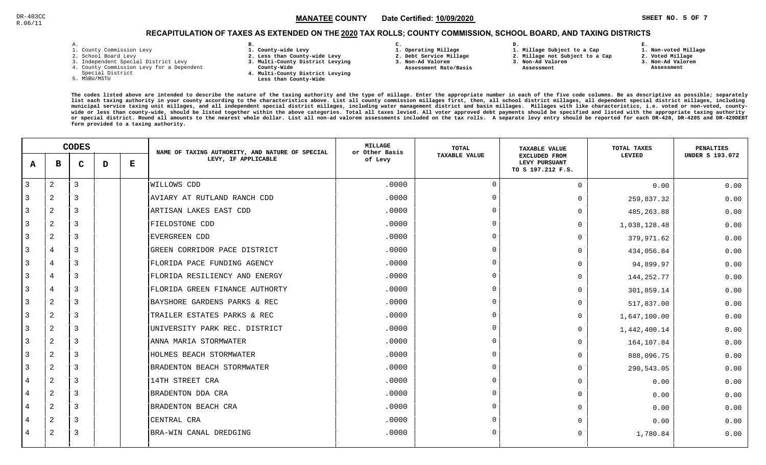DR-403CC
R.06/11

**MANATEE COUNTY** Date Certified: **10/09/2020**

# RECAPITULATION OF TAXES AS EXTENDED ON THE 2020 TAX ROLLS; COUNTY COMMISSION, SCHOOL BOARD, AND TAXING DISTRICTS

A.
1. County Commission Levy
2. School Board Levy
3. Independent Special District Levy
4. County Commission Levy for a Dependent Special District
5. MSBU/MSTU

B.
1. County-wide Levy
2. Less than County-wide Levy
3. Multi-County District Levying County-Wide
4. Multi-County District Levying Less than County-Wide

C.
1. Operating Millage
2. Debt Service Millage
3. Non-Ad Valorem Assessment Rate/Basis

D.
1. Millage Subject to a Cap
2. Millage not Subject to a Cap
3. Non-Ad Valorem Assessment

E.
1. Non-voted Millage
2. Voted Millage
3. Non-Ad Valorem Assessment

The codes listed above are intended to describe the nature of the taxing authority and the type of millage. Enter the appropriate number in each of the five code columns. Be as descriptive as possible; separately list each taxing authority in your county according to the characteristics above. List all county commission millages first, then, all school district millages, all dependent special district millages, including municipal service taxing unit millages, and all independent special district millages, including water management district and basin millages. Millages with like characteristics, i.e. voted or non-voted, county-wide or less than county-wide, should be listed together within the above categories. Total all taxes levied. All voter approved debt payments should be specified and listed with the appropriate taxing authority or special district. Round all amounts to the nearest whole dollar. List all non-ad valorem assessments included on the tax rolls. A separate levy entry should be reported for each DR-420, DR-420S and DR-420DEBT form provided to a taxing authority.

| CODES | | | | | NAME OF TAXING AUTHORITY, AND NATURE OF SPECIAL LEVY, IF APPLICABLE | MILLAGE or Other Basis of Levy | TOTAL TAXABLE VALUE | TAXABLE VALUE EXCLUDED FROM LEVY PURSUANT TO S 197.212 F.S. | TOTAL TAXES LEVIED | PENALTIES UNDER S 193.072 |
|---|---|---|---|---|---|---|---|---|---|---|
| A | B | C | D | E | | | | | | |
| 3 | 2 | 3 | | | WILLOWS CDD | .0000 | 0 | 0 | 0.00 | 0.00 |
| 3 | 2 | 3 | | | AVIARY AT RUTLAND RANCH CDD | .0000 | 0 | 0 | 259,837.32 | 0.00 |
| 3 | 2 | 3 | | | ARTISAN LAKES EAST CDD | .0000 | 0 | 0 | 485,263.88 | 0.00 |
| 3 | 2 | 3 | | | FIELDSTONE CDD | .0000 | 0 | 0 | 1,038,128.48 | 0.00 |
| 3 | 2 | 3 | | | EVERGREEN CDD | .0000 | 0 | 0 | 379,971.62 | 0.00 |
| 3 | 4 | 3 | | | GREEN CORRIDOR PACE DISTRICT | .0000 | 0 | 0 | 434,056.84 | 0.00 |
| 3 | 4 | 3 | | | FLORIDA PACE FUNDING AGENCY | .0000 | 0 | 0 | 94,899.97 | 0.00 |
| 3 | 4 | 3 | | | FLORIDA RESILIENCY AND ENERGY | .0000 | 0 | 0 | 144,252.77 | 0.00 |
| 3 | 4 | 3 | | | FLORIDA GREEN FINANCE AUTHORTY | .0000 | 0 | 0 | 301,859.14 | 0.00 |
| 3 | 2 | 3 | | | BAYSHORE GARDENS PARKS & REC | .0000 | 0 | 0 | 517,837.00 | 0.00 |
| 3 | 2 | 3 | | | TRAILER ESTATES PARKS & REC | .0000 | 0 | 0 | 1,647,100.00 | 0.00 |
| 3 | 2 | 3 | | | UNIVERSITY PARK REC. DISTRICT | .0000 | 0 | 0 | 1,442,400.14 | 0.00 |
| 3 | 2 | 3 | | | ANNA MARIA STORMWATER | .0000 | 0 | 0 | 164,107.84 | 0.00 |
| 3 | 2 | 3 | | | HOLMES BEACH STORMWATER | .0000 | 0 | 0 | 888,096.75 | 0.00 |
| 3 | 2 | 3 | | | BRADENTON BEACH STORMWATER | .0000 | 0 | 0 | 290,543.05 | 0.00 |
| 4 | 2 | 3 | | | 14TH STREET CRA | .0000 | 0 | 0 | 0.00 | 0.00 |
| 4 | 2 | 3 | | | BRADENTON DDA CRA | .0000 | 0 | 0 | 0.00 | 0.00 |
| 4 | 2 | 3 | | | BRADENTON BEACH CRA | .0000 | 0 | 0 | 0.00 | 0.00 |
| 4 | 2 | 3 | | | CENTRAL CRA | .0000 | 0 | 0 | 0.00 | 0.00 |
| 4 | 2 | 3 | | | BRA-WIN CANAL DREDGING | .0000 | 0 | 0 | 1,780.84 | 0.00 |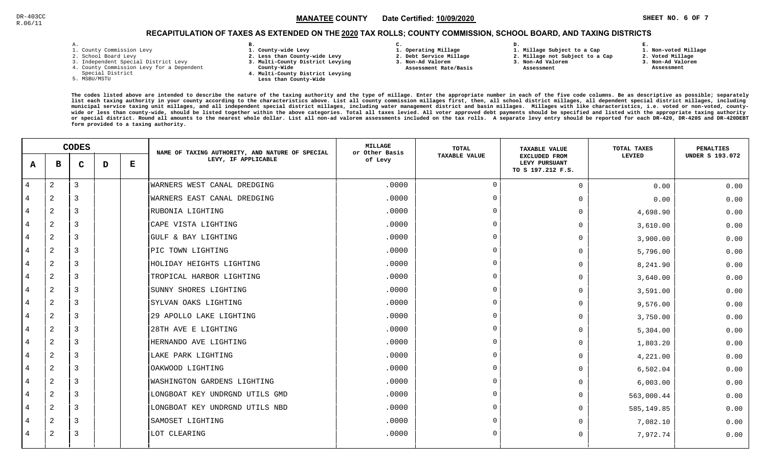DR-403CC
R.06/11

**MANATEE COUNTY** Date Certified: **10/09/2020**

## RECAPITULATION OF TAXES AS EXTENDED ON THE 2020 TAX ROLLS; COUNTY COMMISSION, SCHOOL BOARD, AND TAXING DISTRICTS

A.
1. County Commission Levy
2. School Board Levy
3. Independent Special District Levy
4. County Commission Levy for a Dependent Special District
5. MSBU/MSTU

B.
1. County-wide Levy
2. Less than County-wide Levy
3. Multi-County District Levying County-Wide
4. Multi-County District Levying Less than County-Wide

C.
1. Operating Millage
2. Debt Service Millage
3. Non-Ad Valorem Assessment Rate/Basis

D.
1. Millage Subject to a Cap
2. Millage not Subject to a Cap
3. Non-Ad Valorem Assessment

E.
1. Non-voted Millage
2. Voted Millage
3. Non-Ad Valorem Assessment

The codes listed above are intended to describe the nature of the taxing authority and the type of millage. Enter the appropriate number in each of the five code columns. Be as descriptive as possible; separately list each taxing authority in your county according to the characteristics above. List all county commission millages first, then, all school district millages, all dependent special district millages, including municipal service taxing unit millages, and all independent special district millages, including water management district and basin millages. Millages with like characteristics, i.e. voted or non-voted, county-wide or less than county-wide, should be listed together within the above categories. Total all taxes levied. All voter approved debt payments should be specified and listed with the appropriate taxing authority or special district. Round all amounts to the nearest whole dollar. List all non-ad valorem assessments included on the tax rolls. A separate levy entry should be reported for each DR-420, DR-420S and DR-420DEBT form provided to a taxing authority.

| A | B | C | D | E | NAME OF TAXING AUTHORITY, AND NATURE OF SPECIAL LEVY, IF APPLICABLE | MILLAGE or Other Basis of Levy | TOTAL TAXABLE VALUE | TAXABLE VALUE EXCLUDED FROM LEVY PURSUANT TO S 197.212 F.S. | TOTAL TAXES LEVIED | PENALTIES UNDER S 193.072 |
|---|---|---|---|---|---|---|---|---|---|---|
| 4 | 2 | 3 | | | WARNERS WEST CANAL DREDGING | .0000 | 0 | 0 | 0.00 | 0.00 |
| 4 | 2 | 3 | | | WARNERS EAST CANAL DREDGING | .0000 | 0 | 0 | 0.00 | 0.00 |
| 4 | 2 | 3 | | | RUBONIA LIGHTING | .0000 | 0 | 0 | 4,698.90 | 0.00 |
| 4 | 2 | 3 | | | CAPE VISTA LIGHTING | .0000 | 0 | 0 | 3,610.00 | 0.00 |
| 4 | 2 | 3 | | | GULF & BAY LIGHTING | .0000 | 0 | 0 | 3,900.00 | 0.00 |
| 4 | 2 | 3 | | | PIC TOWN LIGHTING | .0000 | 0 | 0 | 5,796.00 | 0.00 |
| 4 | 2 | 3 | | | HOLIDAY HEIGHTS LIGHTING | .0000 | 0 | 0 | 8,241.90 | 0.00 |
| 4 | 2 | 3 | | | TROPICAL HARBOR LIGHTING | .0000 | 0 | 0 | 3,640.00 | 0.00 |
| 4 | 2 | 3 | | | SUNNY SHORES LIGHTING | .0000 | 0 | 0 | 3,591.00 | 0.00 |
| 4 | 2 | 3 | | | SYLVAN OAKS LIGHTING | .0000 | 0 | 0 | 9,576.00 | 0.00 |
| 4 | 2 | 3 | | | 29 APOLLO LAKE LIGHTING | .0000 | 0 | 0 | 3,750.00 | 0.00 |
| 4 | 2 | 3 | | | 28TH AVE E LIGHTING | .0000 | 0 | 0 | 5,304.00 | 0.00 |
| 4 | 2 | 3 | | | HERNANDO AVE LIGHTING | .0000 | 0 | 0 | 1,803.20 | 0.00 |
| 4 | 2 | 3 | | | LAKE PARK LIGHTING | .0000 | 0 | 0 | 4,221.00 | 0.00 |
| 4 | 2 | 3 | | | OAKWOOD LIGHTING | .0000 | 0 | 0 | 6,502.04 | 0.00 |
| 4 | 2 | 3 | | | WASHINGTON GARDENS LIGHTING | .0000 | 0 | 0 | 6,003.00 | 0.00 |
| 4 | 2 | 3 | | | LONGBOAT KEY UNDRGND UTILS GMD | .0000 | 0 | 0 | 563,000.44 | 0.00 |
| 4 | 2 | 3 | | | LONGBOAT KEY UNDRGND UTILS NBD | .0000 | 0 | 0 | 585,149.85 | 0.00 |
| 4 | 2 | 3 | | | SAMOSET LIGHTING | .0000 | 0 | 0 | 7,082.10 | 0.00 |
| 4 | 2 | 3 | | | LOT CLEARING | .0000 | 0 | 0 | 7,972.74 | 0.00 |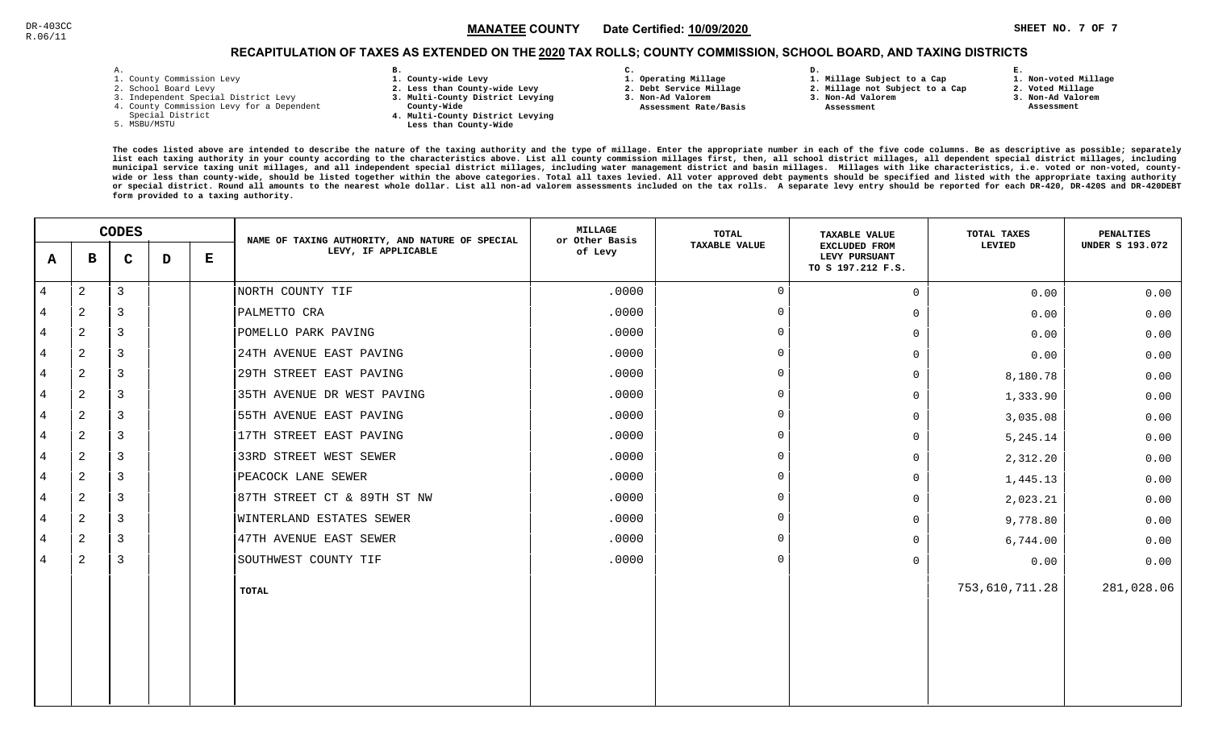DR-403CC
R.06/11

**MANATEE COUNTY** Date Certified: 10/09/2020 SHEET NO. 7 OF 7

## RECAPITULATION OF TAXES AS EXTENDED ON THE 2020 TAX ROLLS; COUNTY COMMISSION, SCHOOL BOARD, AND TAXING DISTRICTS

A.
1. County Commission Levy
2. School Board Levy
3. Independent Special District Levy
4. County Commission Levy for a Dependent Special District
5. MSBU/MSTU

B.
1. County-wide Levy
2. Less than County-wide Levy
3. Multi-County District Levying County-Wide
4. Multi-County District Levying Less than County-Wide

C.
1. Operating Millage
2. Debt Service Millage
3. Non-Ad Valorem Assessment Rate/Basis

D.
1. Millage Subject to a Cap
2. Millage not Subject to a Cap
3. Non-Ad Valorem Assessment

E.
1. Non-voted Millage
2. Voted Millage
3. Non-Ad Valorem Assessment

The codes listed above are intended to describe the nature of the taxing authority and the type of millage. Enter the appropriate number in each of the five code columns. Be as descriptive as possible; separately list each taxing authority in your county according to the characteristics above. List all county commission millages first, then, all school district millages, all dependent special district millages, including municipal service taxing unit millages, and all independent special district millages, including water management district and basin millages. Millages with like characteristics, i.e. voted or non-voted, county-wide or less than county-wide, should be listed together within the above categories. Total all taxes levied. All voter approved debt payments should be specified and listed with the appropriate taxing authority or special district. Round all amounts to the nearest whole dollar. List all non-ad valorem assessments included on the tax rolls. A separate levy entry should be reported for each DR-420, DR-420S and DR-420DEBT form provided to a taxing authority.

| CODES | | | | | NAME OF TAXING AUTHORITY, AND NATURE OF SPECIAL LEVY, IF APPLICABLE | MILLAGE or Other Basis of Levy | TOTAL TAXABLE VALUE | TAXABLE VALUE EXCLUDED FROM LEVY PURSUANT TO S 197.212 F.S. | TOTAL TAXES LEVIED | PENALTIES UNDER S 193.072 |
|---|---|---|---|---|---|---|---|---|---|---|
| A | B | C | D | E | | | | | | |
| 4 | 2 | 3 | | | NORTH COUNTY TIF | .0000 | 0 | 0 | 0.00 | 0.00 |
| 4 | 2 | 3 | | | PALMETTO CRA | .0000 | 0 | 0 | 0.00 | 0.00 |
| 4 | 2 | 3 | | | POMELLO PARK PAVING | .0000 | 0 | 0 | 0.00 | 0.00 |
| 4 | 2 | 3 | | | 24TH AVENUE EAST PAVING | .0000 | 0 | 0 | 0.00 | 0.00 |
| 4 | 2 | 3 | | | 29TH STREET EAST PAVING | .0000 | 0 | 0 | 8,180.78 | 0.00 |
| 4 | 2 | 3 | | | 35TH AVENUE DR WEST PAVING | .0000 | 0 | 0 | 1,333.90 | 0.00 |
| 4 | 2 | 3 | | | 55TH AVENUE EAST PAVING | .0000 | 0 | 0 | 3,035.08 | 0.00 |
| 4 | 2 | 3 | | | 17TH STREET EAST PAVING | .0000 | 0 | 0 | 5,245.14 | 0.00 |
| 4 | 2 | 3 | | | 33RD STREET WEST SEWER | .0000 | 0 | 0 | 2,312.20 | 0.00 |
| 4 | 2 | 3 | | | PEACOCK LANE SEWER | .0000 | 0 | 0 | 1,445.13 | 0.00 |
| 4 | 2 | 3 | | | 87TH STREET CT & 89TH ST NW | .0000 | 0 | 0 | 2,023.21 | 0.00 |
| 4 | 2 | 3 | | | WINTERLAND ESTATES SEWER | .0000 | 0 | 0 | 9,778.80 | 0.00 |
| 4 | 2 | 3 | | | 47TH AVENUE EAST SEWER | .0000 | 0 | 0 | 6,744.00 | 0.00 |
| 4 | 2 | 3 | | | SOUTHWEST COUNTY TIF | .0000 | 0 | 0 | 0.00 | 0.00 |
| | | | | | **TOTAL** | | | | 753,610,711.28 | 281,028.06 |